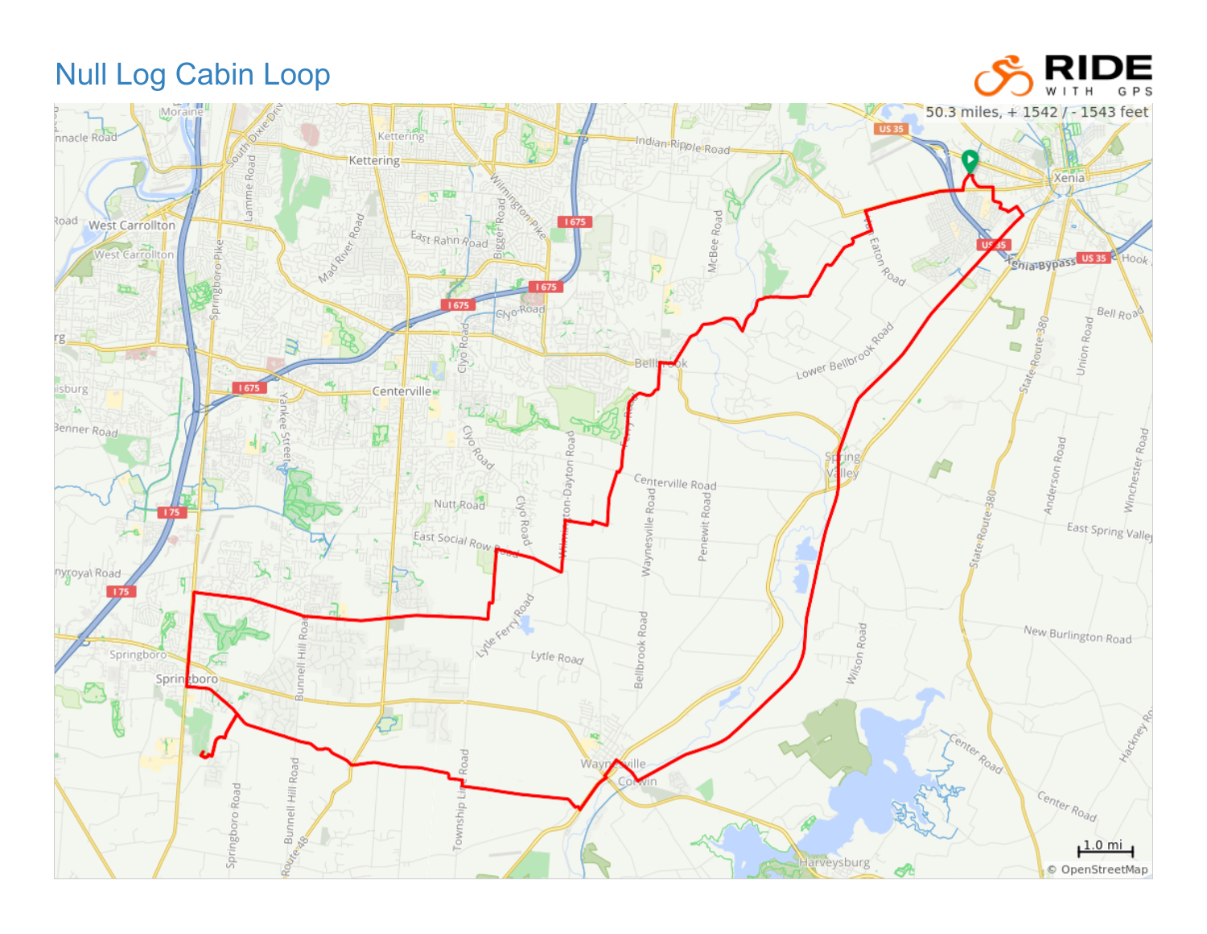# Null Log Cabin Loop

50.3 miles, + 1542 / - 1543 feet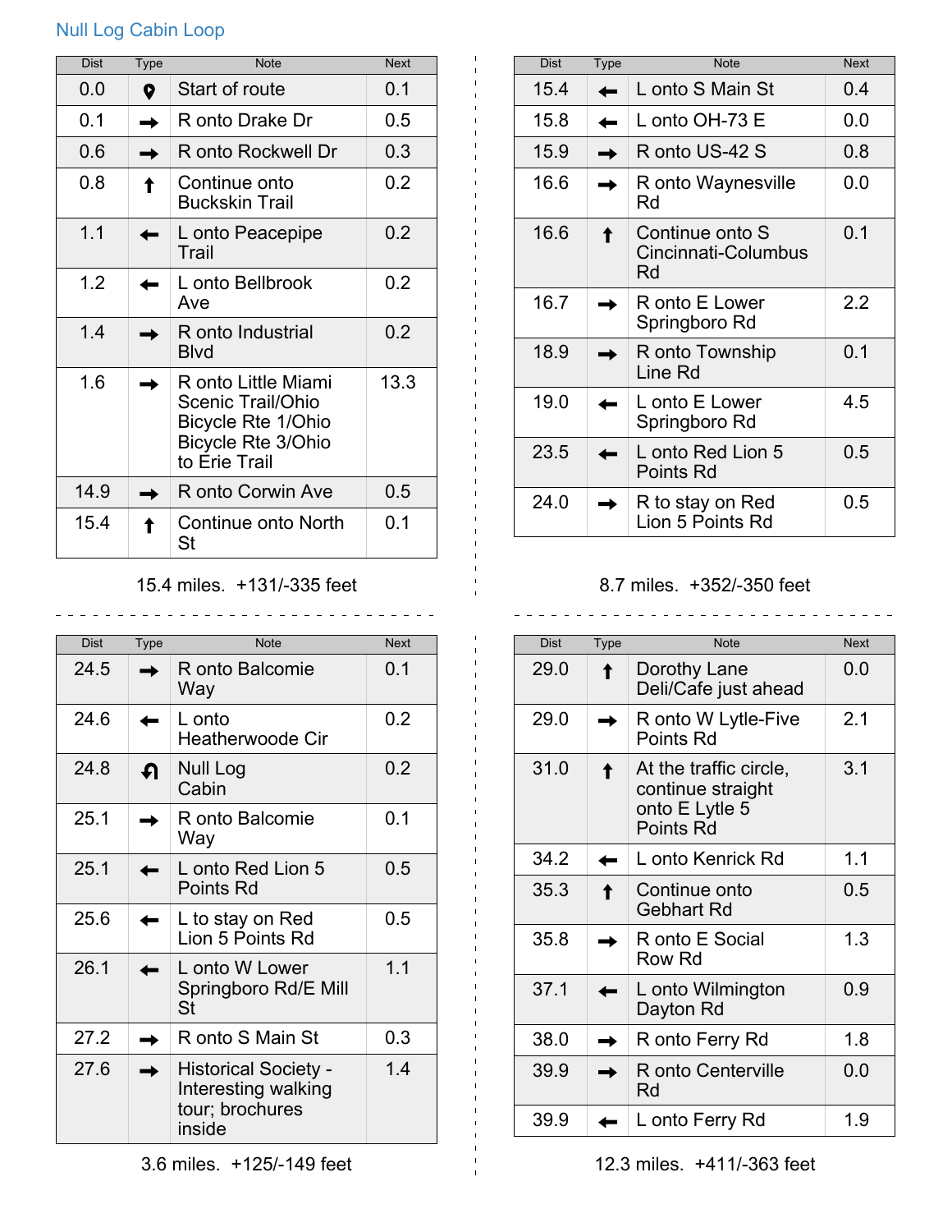Null Log Cabin Loop

| Dist | Type | Note | Next |
|---|---|---|---|
| 0.0 | 📍 | Start of route | 0.1 |
| 0.1 | → | R onto Drake Dr | 0.5 |
| 0.6 | → | R onto Rockwell Dr | 0.3 |
| 0.8 | ↑ | Continue onto Buckskin Trail | 0.2 |
| 1.1 | ← | L onto Peacepipe Trail | 0.2 |
| 1.2 | ← | L onto Bellbrook Ave | 0.2 |
| 1.4 | → | R onto Industrial Blvd | 0.2 |
| 1.6 | → | R onto Little Miami Scenic Trail/Ohio Bicycle Rte 1/Ohio Bicycle Rte 3/Ohio to Erie Trail | 13.3 |
| 14.9 | → | R onto Corwin Ave | 0.5 |
| 15.4 | ↑ | Continue onto North St | 0.1 |

15.4 miles. +131/-335 feet

| Dist | Type | Note | Next |
|---|---|---|---|
| 15.4 | ← | L onto S Main St | 0.4 |
| 15.8 | ← | L onto OH-73 E | 0.0 |
| 15.9 | → | R onto US-42 S | 0.8 |
| 16.6 | → | R onto Waynesville Rd | 0.0 |
| 16.6 | ↑ | Continue onto S Cincinnati-Columbus Rd | 0.1 |
| 16.7 | → | R onto E Lower Springboro Rd | 2.2 |
| 18.9 | → | R onto Township Line Rd | 0.1 |
| 19.0 | ← | L onto E Lower Springboro Rd | 4.5 |
| 23.5 | ← | L onto Red Lion 5 Points Rd | 0.5 |
| 24.0 | → | R to stay on Red Lion 5 Points Rd | 0.5 |

8.7 miles. +352/-350 feet

| Dist | Type | Note | Next |
|---|---|---|---|
| 24.5 | → | R onto Balcomie Way | 0.1 |
| 24.6 | ← | L onto Heatherwoode Cir | 0.2 |
| 24.8 | ↶ | Null Log Cabin | 0.2 |
| 25.1 | → | R onto Balcomie Way | 0.1 |
| 25.1 | ← | L onto Red Lion 5 Points Rd | 0.5 |
| 25.6 | ← | L to stay on Red Lion 5 Points Rd | 0.5 |
| 26.1 | ← | L onto W Lower Springboro Rd/E Mill St | 1.1 |
| 27.2 | → | R onto S Main St | 0.3 |
| 27.6 | → | Historical Society - Interesting walking tour; brochures inside | 1.4 |

3.6 miles. +125/-149 feet

| Dist | Type | Note | Next |
|---|---|---|---|
| 29.0 | ↑ | Dorothy Lane Deli/Cafe just ahead | 0.0 |
| 29.0 | → | R onto W Lytle-Five Points Rd | 2.1 |
| 31.0 | ↑ | At the traffic circle, continue straight onto E Lytle 5 Points Rd | 3.1 |
| 34.2 | ← | L onto Kenrick Rd | 1.1 |
| 35.3 | ↑ | Continue onto Gebhart Rd | 0.5 |
| 35.8 | → | R onto E Social Row Rd | 1.3 |
| 37.1 | ← | L onto Wilmington Dayton Rd | 0.9 |
| 38.0 | → | R onto Ferry Rd | 1.8 |
| 39.9 | → | R onto Centerville Rd | 0.0 |
| 39.9 | ← | L onto Ferry Rd | 1.9 |

12.3 miles. +411/-363 feet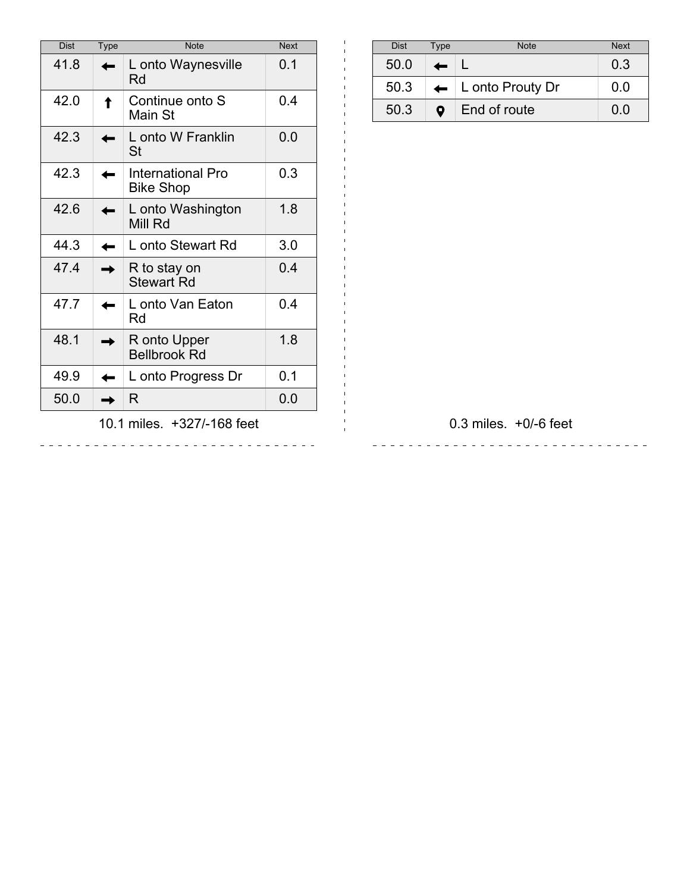| Dist | Type | Note | Next |
|---|---|---|---|
| 41.8 | ← | L onto Waynesville Rd | 0.1 |
| 42.0 | ↑ | Continue onto S Main St | 0.4 |
| 42.3 | ← | L onto W Franklin St | 0.0 |
| 42.3 | ← | International Pro Bike Shop | 0.3 |
| 42.6 | ← | L onto Washington Mill Rd | 1.8 |
| 44.3 | ← | L onto Stewart Rd | 3.0 |
| 47.4 | → | R to stay on Stewart Rd | 0.4 |
| 47.7 | ← | L onto Van Eaton Rd | 0.4 |
| 48.1 | → | R onto Upper Bellbrook Rd | 1.8 |
| 49.9 | ← | L onto Progress Dr | 0.1 |
| 50.0 | → | R | 0.0 |

10.1 miles. +327/-168 feet

| Dist | Type | Note | Next |
|---|---|---|---|
| 50.0 | ← | L | 0.3 |
| 50.3 | ← | L onto Prouty Dr | 0.0 |
| 50.3 | ⚲ | End of route | 0.0 |

0.3 miles. +0/-6 feet